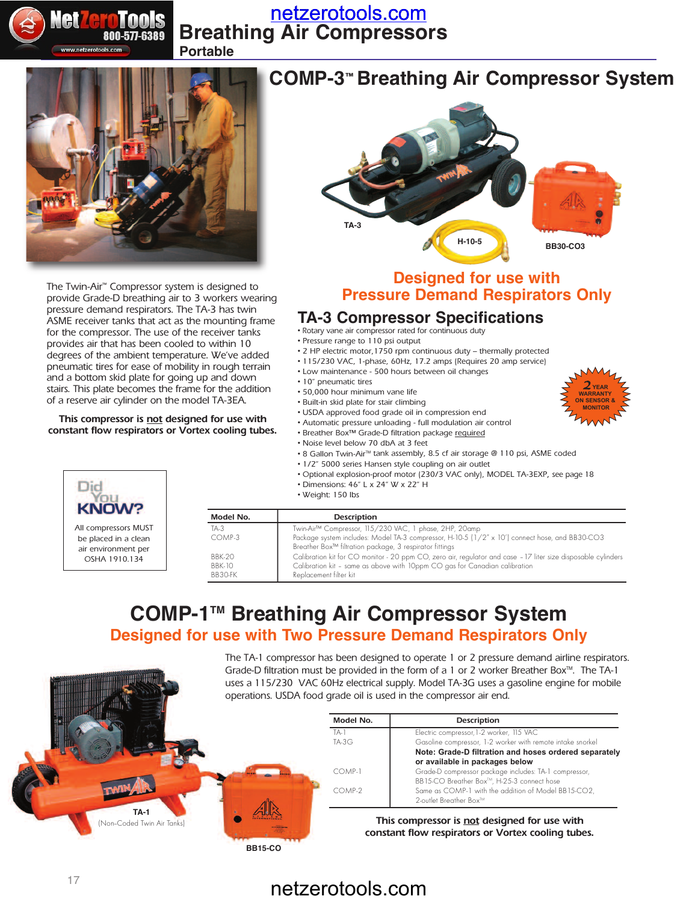# Breathing Air Compressors

Portable

## COMP-3™ Breathing Air Compressor System

TA-3

H-10-5

BB30-CO3

The Twin-Air™ Compressor system is designed to provide Grade-D breathing air to 3 workers wearing pressure demand respirators. The TA-3 has twin ASME receiver tanks that act as the mounting frame for the compressor. The use of the receiver tanks provides air that has been cooled to within 10 degrees of the ambient temperature. We've added pneumatic tires for ease of mobility in rough terrain and a bottom skid plate for going up and down stairs. This plate becomes the frame for the addition of a reserve air cylinder on the model TA-3EA.

**This compressor is not designed for use with constant flow respirators or Vortex cooling tubes.**

**Designed for use with Pressure Demand Respirators Only**

### TA-3 Compressor Specifications

- Rotary vane air compressor rated for continuous duty
- Pressure range to 110 psi output
- 2 HP electric motor,1750 rpm continuous duty – thermally protected
- 115/230 VAC, 1-phase, 60Hz, 17.2 amps (Requires 20 amp service)
- Low maintenance - 500 hours between oil changes
- 10" pneumatic tires
- 50,000 hour minimum vane life
- Built-in skid plate for stair climbing
- USDA approved food grade oil in compression end
- Automatic pressure unloading - full modulation air control
- Breather Box™ Grade-D filtration package required
- Noise level below 70 dbA at 3 feet
- 8 Gallon Twin-Air™ tank assembly, 8.5 cf air storage @ 110 psi, ASME coded
- 1/2" 5000 series Hansen style coupling on air outlet
- Optional explosion-proof motor (230/3 VAC only), MODEL TA-3EXP, see page 18
- Dimensions: 46" L x 24" W x 22" H
- Weight: 150 lbs

2 YEAR WARRANTY ON SENSOR & MONITOR

**Did You KNOW?**

All compressors MUST be placed in a clean air environment per OSHA 1910.134

| Model No. | Description |
|---|---|
| TA-3 | Twin-Air™ Compressor, 115/230 VAC, 1 phase, 2HP, 20amp |
| COMP-3 | Package system includes: Model TA-3 compressor, H-10-5 (1/2" x 10') connect hose, and BB30-CO3 Breather Box™ filtration package, 3 respirator fittings |
| BBK-20 | Calibration kit for CO monitor - 20 ppm CO, zero air, regulator and case - 17 liter size disposable cylinders |
| BBK-10 | Calibration kit - same as above with 10ppm CO gas for Canadian calibration |
| BB30-FK | Replacement filter kit |

## COMP-1™ Breathing Air Compressor System

**Designed for use with Two Pressure Demand Respirators Only**

The TA-1 compressor has been designed to operate 1 or 2 pressure demand airline respirators. Grade-D filtration must be provided in the form of a 1 or 2 worker Breather Box™. The TA-1 uses a 115/230 VAC 60Hz electrical supply. Model TA-3G uses a gasoline engine for mobile operations. USDA food grade oil is used in the compressor air end.

| Model No. | Description |
|---|---|
| TA-1 | Electric compressor,1-2 worker, 115 VAC |
| TA-3G | Gasoline compressor, 1-2 worker with remote intake snorkel<br>**Note: Grade-D filtration and hoses ordered separately or available in packages below** |
| COMP-1 | Grade-D compressor package includes: TA-1 compressor, BB15-CO Breather Box™, H-25-3 connect hose |
| COMP-2 | Same as COMP-1 with the addition of Model BB15-CO2, 2-outlet Breather Box™ |

**This compressor is not designed for use with constant flow respirators or Vortex cooling tubes.**

TA-1
(Non-Coded Twin Air Tanks)

BB15-CO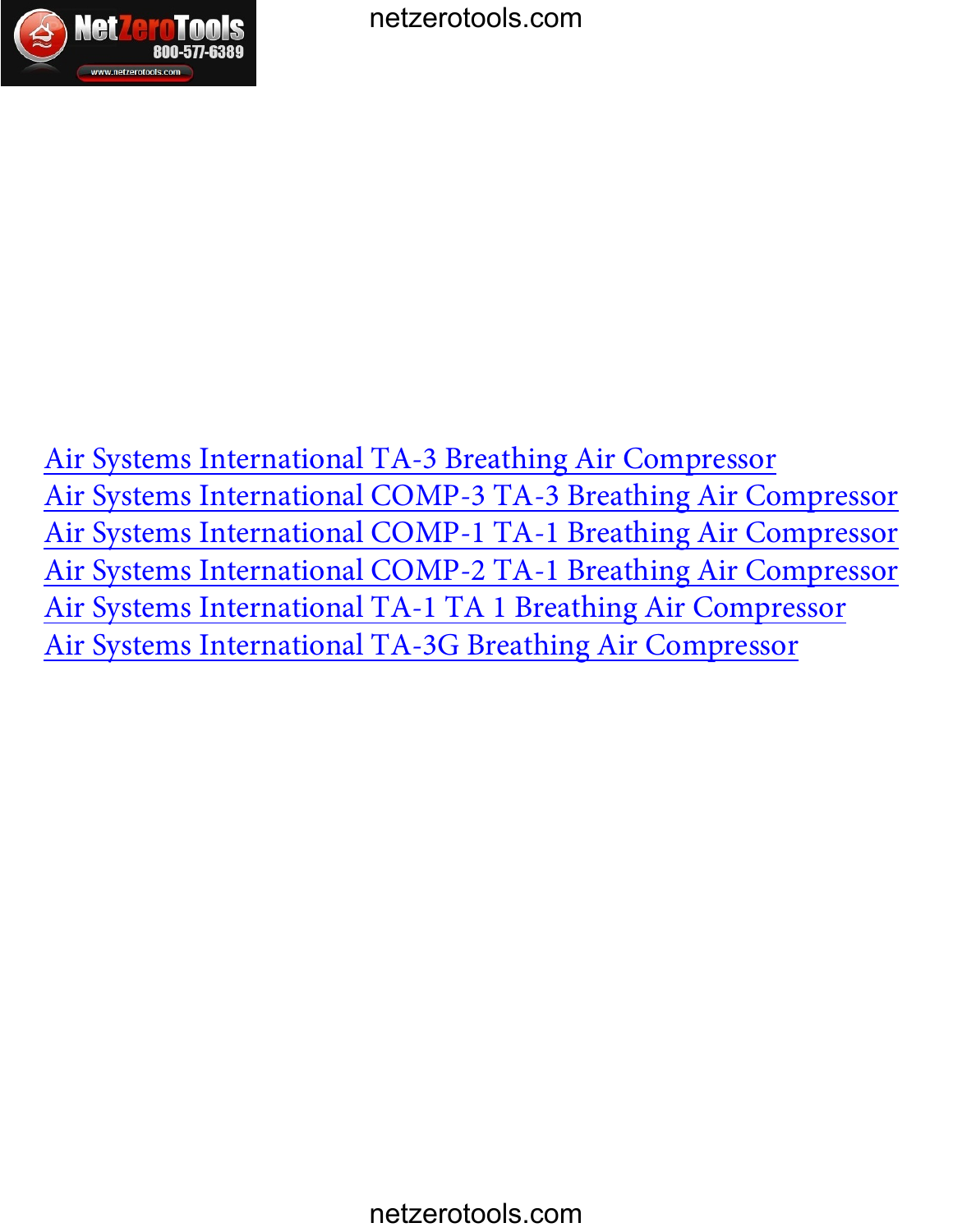Air Systems International TA-3 Breathing Air Compressor
Air Systems International COMP-3 TA-3 Breathing Air Compressor
Air Systems International COMP-1 TA-1 Breathing Air Compressor
Air Systems International COMP-2 TA-1 Breathing Air Compressor
Air Systems International TA-1 TA 1 Breathing Air Compressor
Air Systems International TA-3G Breathing Air Compressor